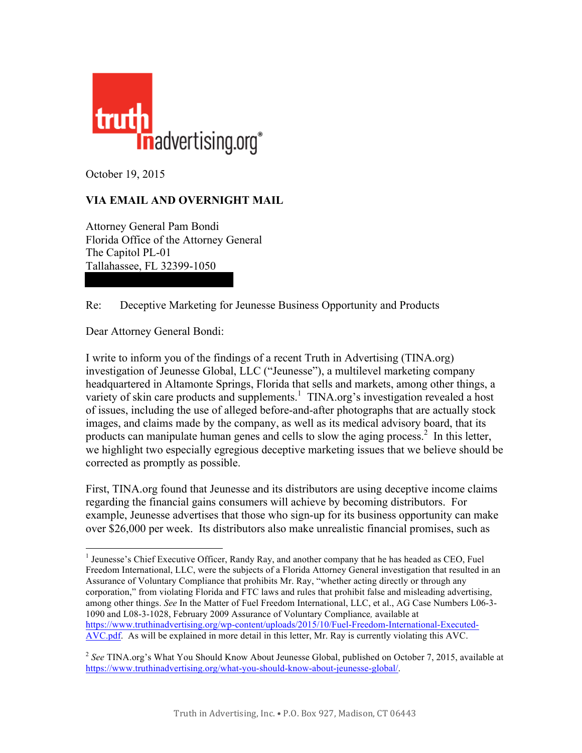truth in advertising.org®

October 19, 2015

**VIA EMAIL AND OVERNIGHT MAIL**

Attorney General Pam Bondi
Florida Office of the Attorney General
The Capitol PL-01
Tallahassee, FL 32399-1050

Re: Deceptive Marketing for Jeunesse Business Opportunity and Products

Dear Attorney General Bondi:

I write to inform you of the findings of a recent Truth in Advertising (TINA.org) investigation of Jeunesse Global, LLC ("Jeunesse"), a multilevel marketing company headquartered in Altamonte Springs, Florida that sells and markets, among other things, a variety of skin care products and supplements.[1] TINA.org's investigation revealed a host of issues, including the use of alleged before-and-after photographs that are actually stock images, and claims made by the company, as well as its medical advisory board, that its products can manipulate human genes and cells to slow the aging process.[2] In this letter, we highlight two especially egregious deceptive marketing issues that we believe should be corrected as promptly as possible.

First, TINA.org found that Jeunesse and its distributors are using deceptive income claims regarding the financial gains consumers will achieve by becoming distributors. For example, Jeunesse advertises that those who sign-up for its business opportunity can make over $26,000 per week. Its distributors also make unrealistic financial promises, such as

---

[1] Jeunesse's Chief Executive Officer, Randy Ray, and another company that he has headed as CEO, Fuel Freedom International, LLC, were the subjects of a Florida Attorney General investigation that resulted in an Assurance of Voluntary Compliance that prohibits Mr. Ray, "whether acting directly or through any corporation," from violating Florida and FTC laws and rules that prohibit false and misleading advertising, among other things. *See* In the Matter of Fuel Freedom International, LLC, et al., AG Case Numbers L06-3-1090 and L08-3-1028, February 2009 Assurance of Voluntary Compliance*,* available at https://www.truthinadvertising.org/wp-content/uploads/2015/10/Fuel-Freedom-International-Executed-AVC.pdf. As will be explained in more detail in this letter, Mr. Ray is currently violating this AVC.

[2] *See* TINA.org's What You Should Know About Jeunesse Global, published on October 7, 2015, available at https://www.truthinadvertising.org/what-you-should-know-about-jeunesse-global/.

Truth in Advertising, Inc. • P.O. Box 927, Madison, CT 06443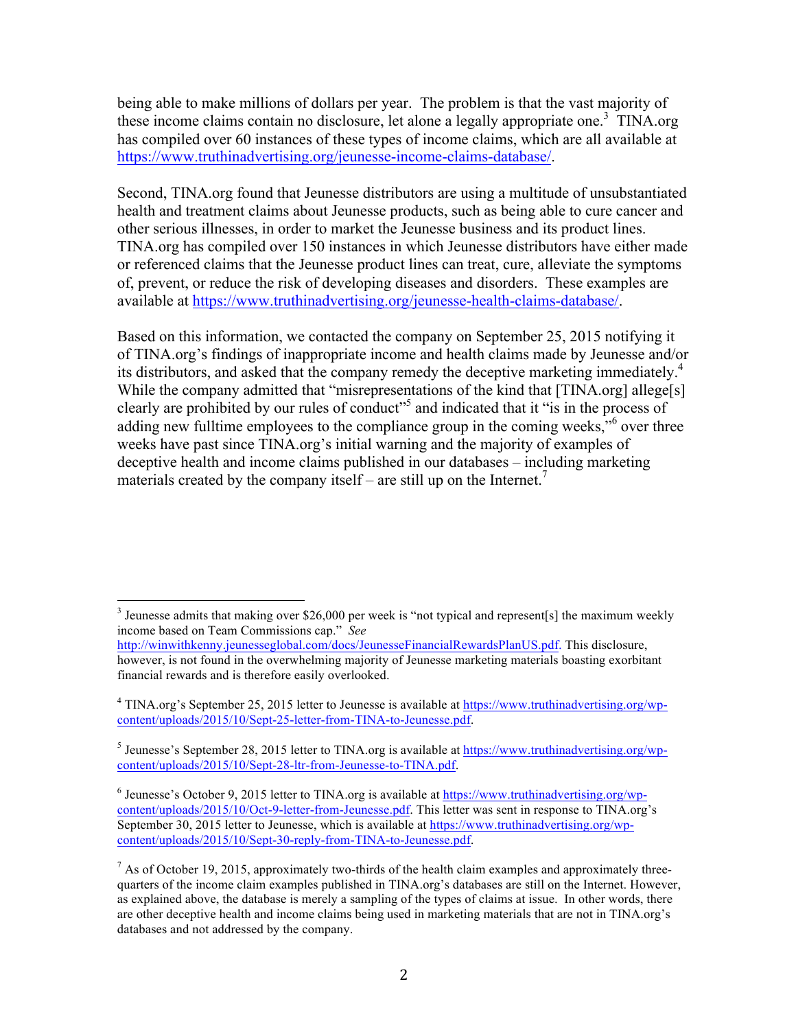being able to make millions of dollars per year. The problem is that the vast majority of these income claims contain no disclosure, let alone a legally appropriate one.[3] TINA.org has compiled over 60 instances of these types of income claims, which are all available at https://www.truthinadvertising.org/jeunesse-income-claims-database/.

Second, TINA.org found that Jeunesse distributors are using a multitude of unsubstantiated health and treatment claims about Jeunesse products, such as being able to cure cancer and other serious illnesses, in order to market the Jeunesse business and its product lines. TINA.org has compiled over 150 instances in which Jeunesse distributors have either made or referenced claims that the Jeunesse product lines can treat, cure, alleviate the symptoms of, prevent, or reduce the risk of developing diseases and disorders. These examples are available at https://www.truthinadvertising.org/jeunesse-health-claims-database/.

Based on this information, we contacted the company on September 25, 2015 notifying it of TINA.org's findings of inappropriate income and health claims made by Jeunesse and/or its distributors, and asked that the company remedy the deceptive marketing immediately.[4] While the company admitted that "misrepresentations of the kind that [TINA.org] allege[s] clearly are prohibited by our rules of conduct"[5] and indicated that it "is in the process of adding new fulltime employees to the compliance group in the coming weeks,"[6] over three weeks have past since TINA.org's initial warning and the majority of examples of deceptive health and income claims published in our databases – including marketing materials created by the company itself – are still up on the Internet.[7]

---

[3] Jeunesse admits that making over $26,000 per week is "not typical and represent[s] the maximum weekly income based on Team Commissions cap." *See* http://winwithkenny.jeunesseglobal.com/docs/JeunesseFinancialRewardsPlanUS.pdf. This disclosure, however, is not found in the overwhelming majority of Jeunesse marketing materials boasting exorbitant financial rewards and is therefore easily overlooked.

[4] TINA.org's September 25, 2015 letter to Jeunesse is available at https://www.truthinadvertising.org/wp-content/uploads/2015/10/Sept-25-letter-from-TINA-to-Jeunesse.pdf.

[5] Jeunesse's September 28, 2015 letter to TINA.org is available at https://www.truthinadvertising.org/wp-content/uploads/2015/10/Sept-28-ltr-from-Jeunesse-to-TINA.pdf.

[6] Jeunesse's October 9, 2015 letter to TINA.org is available at https://www.truthinadvertising.org/wp-content/uploads/2015/10/Oct-9-letter-from-Jeunesse.pdf. This letter was sent in response to TINA.org's September 30, 2015 letter to Jeunesse, which is available at https://www.truthinadvertising.org/wp-content/uploads/2015/10/Sept-30-reply-from-TINA-to-Jeunesse.pdf.

[7] As of October 19, 2015, approximately two-thirds of the health claim examples and approximately three-quarters of the income claim examples published in TINA.org's databases are still on the Internet. However, as explained above, the database is merely a sampling of the types of claims at issue. In other words, there are other deceptive health and income claims being used in marketing materials that are not in TINA.org's databases and not addressed by the company.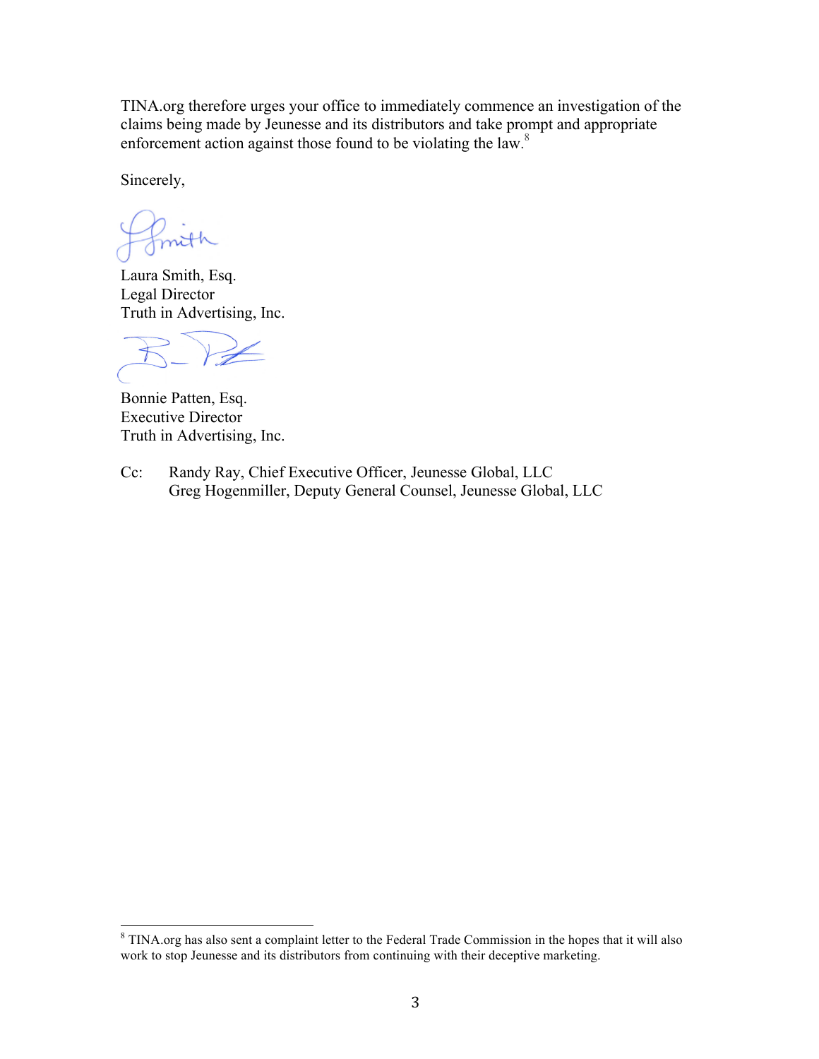TINA.org therefore urges your office to immediately commence an investigation of the claims being made by Jeunesse and its distributors and take prompt and appropriate enforcement action against those found to be violating the law.[8]

Sincerely,

Laura Smith, Esq.
Legal Director
Truth in Advertising, Inc.

Bonnie Patten, Esq.
Executive Director
Truth in Advertising, Inc.

Cc: Randy Ray, Chief Executive Officer, Jeunesse Global, LLC
Greg Hogenmiller, Deputy General Counsel, Jeunesse Global, LLC

---

[8] TINA.org has also sent a complaint letter to the Federal Trade Commission in the hopes that it will also work to stop Jeunesse and its distributors from continuing with their deceptive marketing.